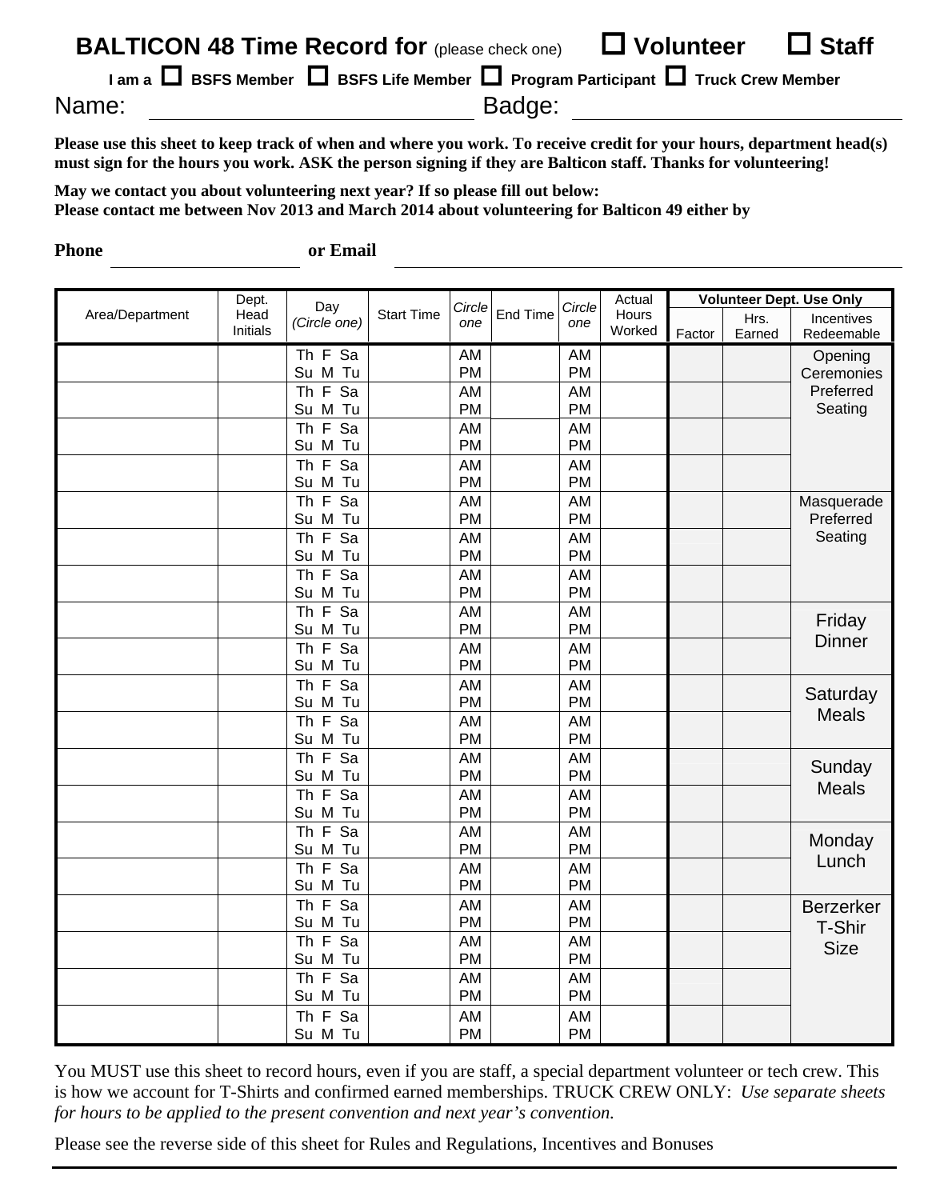# BALTICON 48 Time Record for (please check one) ☐ Volunteer ☐ Staff

**I am a ☐ BSFS Member ☐ BSFS Life Member ☐ Program Participant ☐ Truck Crew Member**

Name: ______________________ Badge: ______________________

**Please use this sheet to keep track of when and where you work. To receive credit for your hours, department head(s) must sign for the hours you work. ASK the person signing if they are Balticon staff. Thanks for volunteering!**

**May we contact you about volunteering next year? If so please fill out below:**
**Please contact me between Nov 2013 and March 2014 about volunteering for Balticon 49 either by**

**Phone** ______________ **or Email** ______________________

| Area/Department | Dept. Head Initials | Day (Circle one) | Start Time | Circle one | End Time | Circle one | Actual Hours Worked | Volunteer Dept. Use Only | | |
|---|---|---|---|---|---|---|---|---|---|---|
| | | | | | | | | Factor | Hrs. Earned | Incentives Redeemable |
| | | Th F Sa Su M Tu | | AM PM | | AM PM | | | | Opening Ceremonies Preferred Seating |
| | | Th F Sa Su M Tu | | AM PM | | AM PM | | | | |
| | | Th F Sa Su M Tu | | AM PM | | AM PM | | | | |
| | | Th F Sa Su M Tu | | AM PM | | AM PM | | | | |
| | | Th F Sa Su M Tu | | AM PM | | AM PM | | | | Masquerade Preferred Seating |
| | | Th F Sa Su M Tu | | AM PM | | AM PM | | | | |
| | | Th F Sa Su M Tu | | AM PM | | AM PM | | | | |
| | | Th F Sa Su M Tu | | AM PM | | AM PM | | | | Friday Dinner |
| | | Th F Sa Su M Tu | | AM PM | | AM PM | | | | |
| | | Th F Sa Su M Tu | | AM PM | | AM PM | | | | Saturday Meals |
| | | Th F Sa Su M Tu | | AM PM | | AM PM | | | | |
| | | Th F Sa Su M Tu | | AM PM | | AM PM | | | | Sunday Meals |
| | | Th F Sa Su M Tu | | AM PM | | AM PM | | | | |
| | | Th F Sa Su M Tu | | AM PM | | AM PM | | | | Monday Lunch |
| | | Th F Sa Su M Tu | | AM PM | | AM PM | | | | |
| | | Th F Sa Su M Tu | | AM PM | | AM PM | | | | Berzerker T-Shir Size |
| | | Th F Sa Su M Tu | | AM PM | | AM PM | | | | |
| | | Th F Sa Su M Tu | | AM PM | | AM PM | | | | |
| | | Th F Sa Su M Tu | | AM PM | | AM PM | | | | |

You MUST use this sheet to record hours, even if you are staff, a special department volunteer or tech crew. This is how we account for T-Shirts and confirmed earned memberships. TRUCK CREW ONLY: *Use separate sheets for hours to be applied to the present convention and next year's convention.*

Please see the reverse side of this sheet for Rules and Regulations, Incentives and Bonuses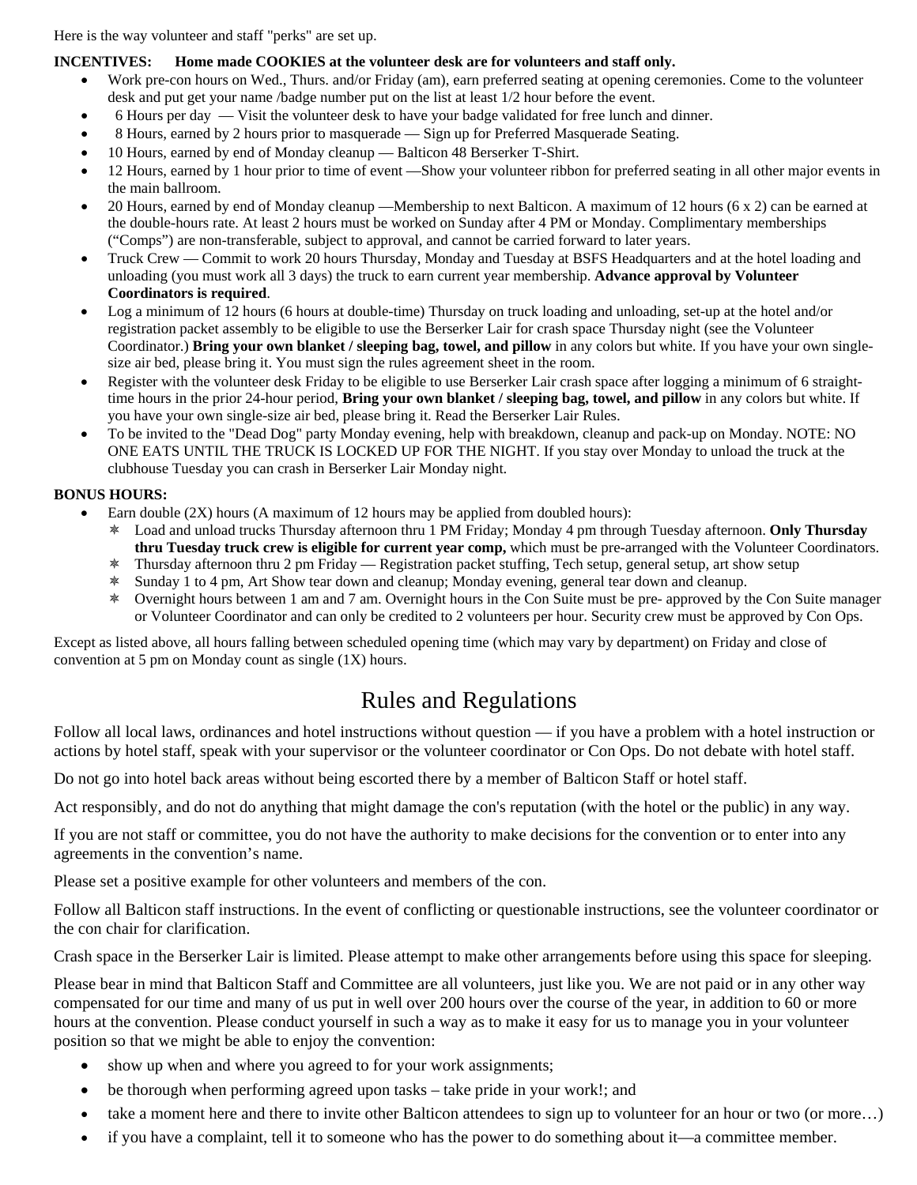Here is the way volunteer and staff "perks" are set up.

**INCENTIVES: Home made COOKIES at the volunteer desk are for volunteers and staff only.**

- Work pre-con hours on Wed., Thurs. and/or Friday (am), earn preferred seating at opening ceremonies. Come to the volunteer desk and put get your name /badge number put on the list at least 1/2 hour before the event.
- 6 Hours per day — Visit the volunteer desk to have your badge validated for free lunch and dinner.
- 8 Hours, earned by 2 hours prior to masquerade — Sign up for Preferred Masquerade Seating.
- 10 Hours, earned by end of Monday cleanup — Balticon 48 Berserker T-Shirt.
- 12 Hours, earned by 1 hour prior to time of event —Show your volunteer ribbon for preferred seating in all other major events in the main ballroom.
- 20 Hours, earned by end of Monday cleanup —Membership to next Balticon. A maximum of 12 hours (6 x 2) can be earned at the double-hours rate. At least 2 hours must be worked on Sunday after 4 PM or Monday. Complimentary memberships ("Comps") are non-transferable, subject to approval, and cannot be carried forward to later years.
- Truck Crew — Commit to work 20 hours Thursday, Monday and Tuesday at BSFS Headquarters and at the hotel loading and unloading (you must work all 3 days) the truck to earn current year membership. **Advance approval by Volunteer Coordinators is required**.
- Log a minimum of 12 hours (6 hours at double-time) Thursday on truck loading and unloading, set-up at the hotel and/or registration packet assembly to be eligible to use the Berserker Lair for crash space Thursday night (see the Volunteer Coordinator.) **Bring your own blanket / sleeping bag, towel, and pillow** in any colors but white. If you have your own single-size air bed, please bring it. You must sign the rules agreement sheet in the room.
- Register with the volunteer desk Friday to be eligible to use Berserker Lair crash space after logging a minimum of 6 straight-time hours in the prior 24-hour period, **Bring your own blanket / sleeping bag, towel, and pillow** in any colors but white. If you have your own single-size air bed, please bring it. Read the Berserker Lair Rules.
- To be invited to the "Dead Dog" party Monday evening, help with breakdown, cleanup and pack-up on Monday. NOTE: NO ONE EATS UNTIL THE TRUCK IS LOCKED UP FOR THE NIGHT. If you stay over Monday to unload the truck at the clubhouse Tuesday you can crash in Berserker Lair Monday night.

**BONUS HOURS:**

- Earn double (2X) hours (A maximum of 12 hours may be applied from doubled hours):
  - Load and unload trucks Thursday afternoon thru 1 PM Friday; Monday 4 pm through Tuesday afternoon. **Only Thursday thru Tuesday truck crew is eligible for current year comp,** which must be pre-arranged with the Volunteer Coordinators.
  - Thursday afternoon thru 2 pm Friday — Registration packet stuffing, Tech setup, general setup, art show setup
  - Sunday 1 to 4 pm, Art Show tear down and cleanup; Monday evening, general tear down and cleanup.
  - Overnight hours between 1 am and 7 am. Overnight hours in the Con Suite must be pre- approved by the Con Suite manager or Volunteer Coordinator and can only be credited to 2 volunteers per hour. Security crew must be approved by Con Ops.

Except as listed above, all hours falling between scheduled opening time (which may vary by department) on Friday and close of convention at 5 pm on Monday count as single (1X) hours.

# Rules and Regulations

Follow all local laws, ordinances and hotel instructions without question — if you have a problem with a hotel instruction or actions by hotel staff, speak with your supervisor or the volunteer coordinator or Con Ops. Do not debate with hotel staff.

Do not go into hotel back areas without being escorted there by a member of Balticon Staff or hotel staff.

Act responsibly, and do not do anything that might damage the con's reputation (with the hotel or the public) in any way.

If you are not staff or committee, you do not have the authority to make decisions for the convention or to enter into any agreements in the convention's name.

Please set a positive example for other volunteers and members of the con.

Follow all Balticon staff instructions. In the event of conflicting or questionable instructions, see the volunteer coordinator or the con chair for clarification.

Crash space in the Berserker Lair is limited. Please attempt to make other arrangements before using this space for sleeping.

Please bear in mind that Balticon Staff and Committee are all volunteers, just like you. We are not paid or in any other way compensated for our time and many of us put in well over 200 hours over the course of the year, in addition to 60 or more hours at the convention. Please conduct yourself in such a way as to make it easy for us to manage you in your volunteer position so that we might be able to enjoy the convention:

- show up when and where you agreed to for your work assignments;
- be thorough when performing agreed upon tasks – take pride in your work!; and
- take a moment here and there to invite other Balticon attendees to sign up to volunteer for an hour or two (or more…)
- if you have a complaint, tell it to someone who has the power to do something about it—a committee member.